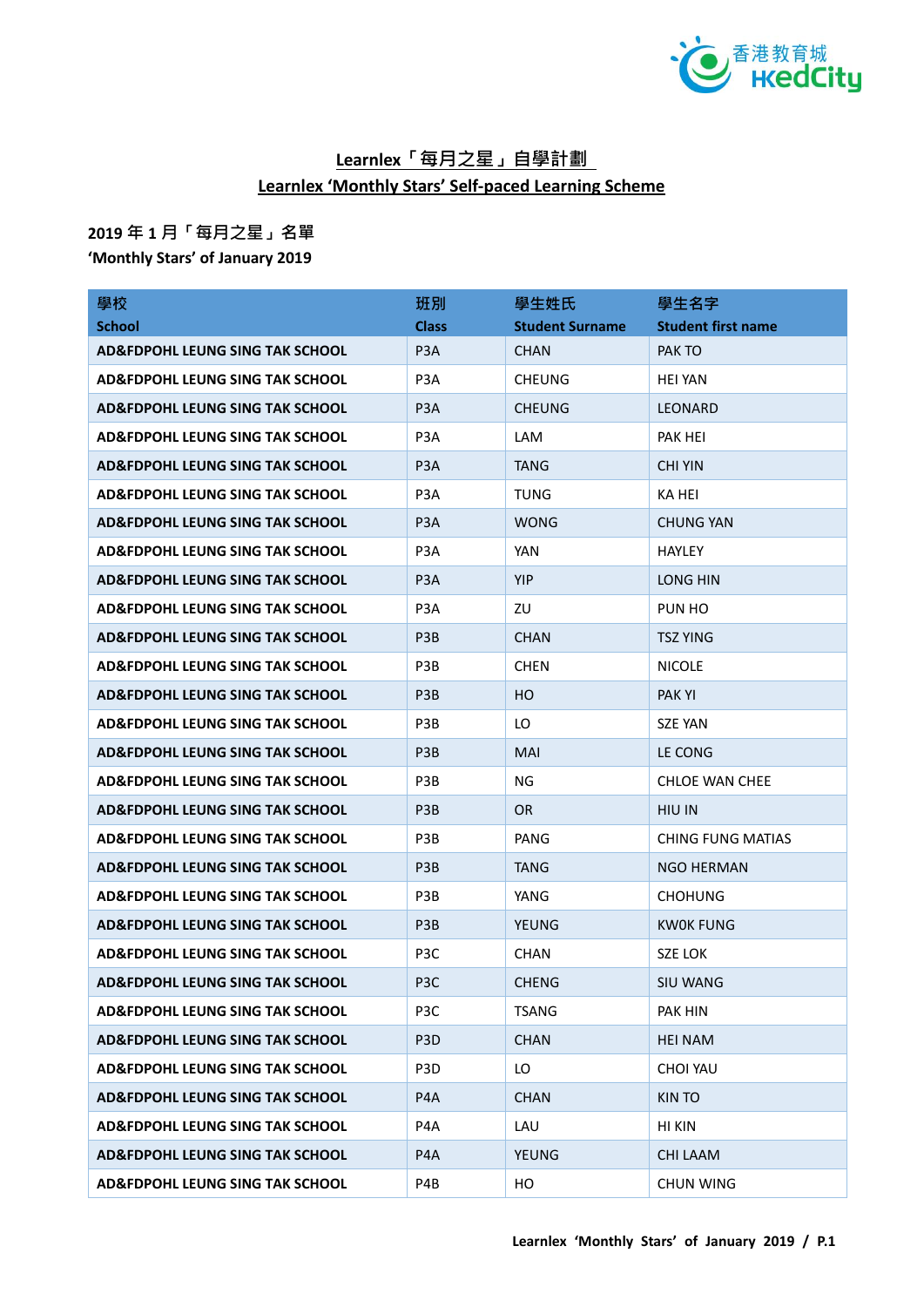# Learnlex「每月之星」自學計劃
# Learnlex 'Monthly Stars' Self-paced Learning Scheme

## 2019 年 1 月「每月之星」名單
## 'Monthly Stars' of January 2019

| 學校<br>School | 班別<br>Class | 學生姓氏<br>Student Surname | 學生名字<br>Student first name |
|---|---|---|---|
| AD&FDPOHL LEUNG SING TAK SCHOOL | P3A | CHAN | PAK TO |
| AD&FDPOHL LEUNG SING TAK SCHOOL | P3A | CHEUNG | HEI YAN |
| AD&FDPOHL LEUNG SING TAK SCHOOL | P3A | CHEUNG | LEONARD |
| AD&FDPOHL LEUNG SING TAK SCHOOL | P3A | LAM | PAK HEI |
| AD&FDPOHL LEUNG SING TAK SCHOOL | P3A | TANG | CHI YIN |
| AD&FDPOHL LEUNG SING TAK SCHOOL | P3A | TUNG | KA HEI |
| AD&FDPOHL LEUNG SING TAK SCHOOL | P3A | WONG | CHUNG YAN |
| AD&FDPOHL LEUNG SING TAK SCHOOL | P3A | YAN | HAYLEY |
| AD&FDPOHL LEUNG SING TAK SCHOOL | P3A | YIP | LONG HIN |
| AD&FDPOHL LEUNG SING TAK SCHOOL | P3A | ZU | PUN HO |
| AD&FDPOHL LEUNG SING TAK SCHOOL | P3B | CHAN | TSZ YING |
| AD&FDPOHL LEUNG SING TAK SCHOOL | P3B | CHEN | NICOLE |
| AD&FDPOHL LEUNG SING TAK SCHOOL | P3B | HO | PAK YI |
| AD&FDPOHL LEUNG SING TAK SCHOOL | P3B | LO | SZE YAN |
| AD&FDPOHL LEUNG SING TAK SCHOOL | P3B | MAI | LE CONG |
| AD&FDPOHL LEUNG SING TAK SCHOOL | P3B | NG | CHLOE WAN CHEE |
| AD&FDPOHL LEUNG SING TAK SCHOOL | P3B | OR | HIU IN |
| AD&FDPOHL LEUNG SING TAK SCHOOL | P3B | PANG | CHING FUNG MATIAS |
| AD&FDPOHL LEUNG SING TAK SCHOOL | P3B | TANG | NGO HERMAN |
| AD&FDPOHL LEUNG SING TAK SCHOOL | P3B | YANG | CHOHUNG |
| AD&FDPOHL LEUNG SING TAK SCHOOL | P3B | YEUNG | KWOK FUNG |
| AD&FDPOHL LEUNG SING TAK SCHOOL | P3C | CHAN | SZE LOK |
| AD&FDPOHL LEUNG SING TAK SCHOOL | P3C | CHENG | SIU WANG |
| AD&FDPOHL LEUNG SING TAK SCHOOL | P3C | TSANG | PAK HIN |
| AD&FDPOHL LEUNG SING TAK SCHOOL | P3D | CHAN | HEI NAM |
| AD&FDPOHL LEUNG SING TAK SCHOOL | P3D | LO | CHOI YAU |
| AD&FDPOHL LEUNG SING TAK SCHOOL | P4A | CHAN | KIN TO |
| AD&FDPOHL LEUNG SING TAK SCHOOL | P4A | LAU | HI KIN |
| AD&FDPOHL LEUNG SING TAK SCHOOL | P4A | YEUNG | CHI LAAM |
| AD&FDPOHL LEUNG SING TAK SCHOOL | P4B | HO | CHUN WING |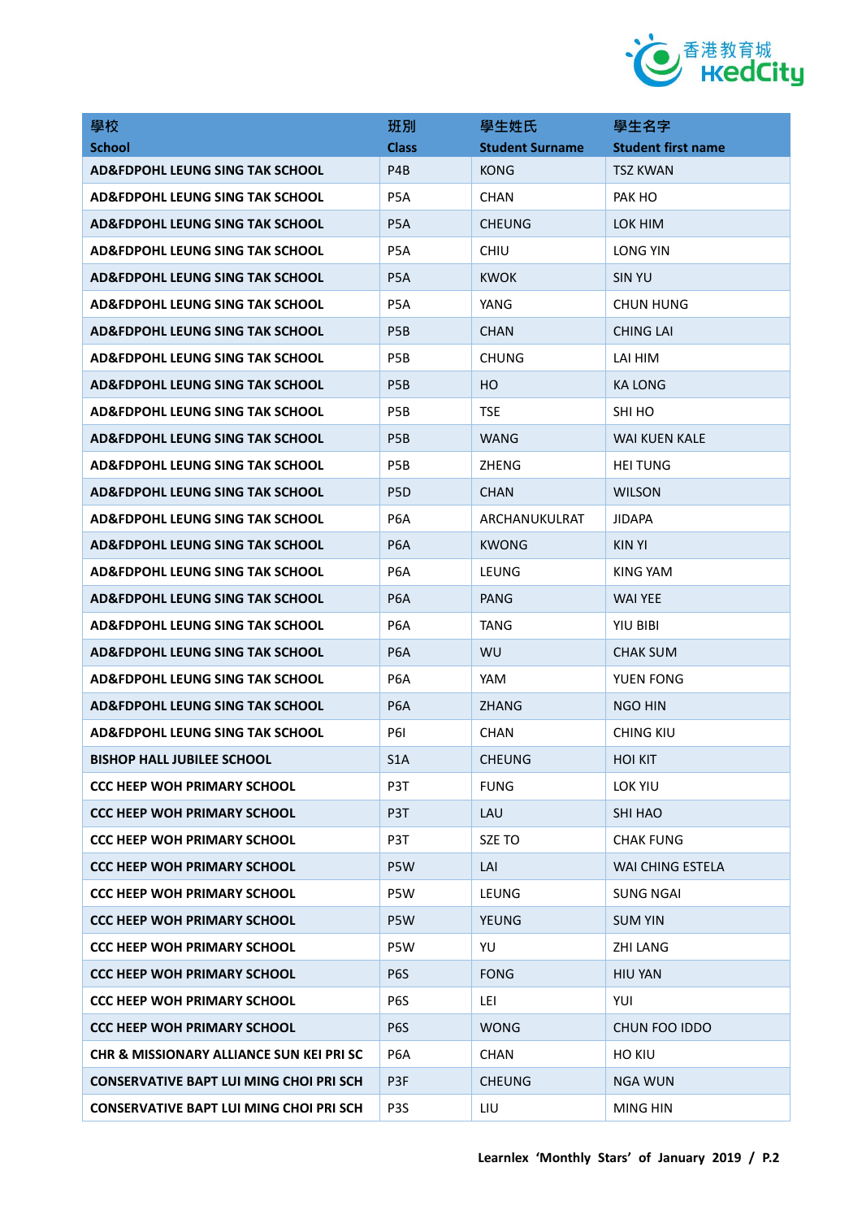| 學校<br>School | 班別<br>Class | 學生姓氏<br>Student Surname | 學生名字<br>Student first name |
|---|---|---|---|
| **AD&FDPOHL LEUNG SING TAK SCHOOL** | P4B | KONG | TSZ KWAN |
| **AD&FDPOHL LEUNG SING TAK SCHOOL** | P5A | CHAN | PAK HO |
| **AD&FDPOHL LEUNG SING TAK SCHOOL** | P5A | CHEUNG | LOK HIM |
| **AD&FDPOHL LEUNG SING TAK SCHOOL** | P5A | CHIU | LONG YIN |
| **AD&FDPOHL LEUNG SING TAK SCHOOL** | P5A | KWOK | SIN YU |
| **AD&FDPOHL LEUNG SING TAK SCHOOL** | P5A | YANG | CHUN HUNG |
| **AD&FDPOHL LEUNG SING TAK SCHOOL** | P5B | CHAN | CHING LAI |
| **AD&FDPOHL LEUNG SING TAK SCHOOL** | P5B | CHUNG | LAI HIM |
| **AD&FDPOHL LEUNG SING TAK SCHOOL** | P5B | HO | KA LONG |
| **AD&FDPOHL LEUNG SING TAK SCHOOL** | P5B | TSE | SHI HO |
| **AD&FDPOHL LEUNG SING TAK SCHOOL** | P5B | WANG | WAI KUEN KALE |
| **AD&FDPOHL LEUNG SING TAK SCHOOL** | P5B | ZHENG | HEI TUNG |
| **AD&FDPOHL LEUNG SING TAK SCHOOL** | P5D | CHAN | WILSON |
| **AD&FDPOHL LEUNG SING TAK SCHOOL** | P6A | ARCHANUKULRAT | JIDAPA |
| **AD&FDPOHL LEUNG SING TAK SCHOOL** | P6A | KWONG | KIN YI |
| **AD&FDPOHL LEUNG SING TAK SCHOOL** | P6A | LEUNG | KING YAM |
| **AD&FDPOHL LEUNG SING TAK SCHOOL** | P6A | PANG | WAI YEE |
| **AD&FDPOHL LEUNG SING TAK SCHOOL** | P6A | TANG | YIU BIBI |
| **AD&FDPOHL LEUNG SING TAK SCHOOL** | P6A | WU | CHAK SUM |
| **AD&FDPOHL LEUNG SING TAK SCHOOL** | P6A | YAM | YUEN FONG |
| **AD&FDPOHL LEUNG SING TAK SCHOOL** | P6A | ZHANG | NGO HIN |
| **AD&FDPOHL LEUNG SING TAK SCHOOL** | P6I | CHAN | CHING KIU |
| **BISHOP HALL JUBILEE SCHOOL** | S1A | CHEUNG | HOI KIT |
| **CCC HEEP WOH PRIMARY SCHOOL** | P3T | FUNG | LOK YIU |
| **CCC HEEP WOH PRIMARY SCHOOL** | P3T | LAU | SHI HAO |
| **CCC HEEP WOH PRIMARY SCHOOL** | P3T | SZE TO | CHAK FUNG |
| **CCC HEEP WOH PRIMARY SCHOOL** | P5W | LAI | WAI CHING ESTELA |
| **CCC HEEP WOH PRIMARY SCHOOL** | P5W | LEUNG | SUNG NGAI |
| **CCC HEEP WOH PRIMARY SCHOOL** | P5W | YEUNG | SUM YIN |
| **CCC HEEP WOH PRIMARY SCHOOL** | P5W | YU | ZHI LANG |
| **CCC HEEP WOH PRIMARY SCHOOL** | P6S | FONG | HIU YAN |
| **CCC HEEP WOH PRIMARY SCHOOL** | P6S | LEI | YUI |
| **CCC HEEP WOH PRIMARY SCHOOL** | P6S | WONG | CHUN FOO IDDO |
| **CHR & MISSIONARY ALLIANCE SUN KEI PRI SC** | P6A | CHAN | HO KIU |
| **CONSERVATIVE BAPT LUI MING CHOI PRI SCH** | P3F | CHEUNG | NGA WUN |
| **CONSERVATIVE BAPT LUI MING CHOI PRI SCH** | P3S | LIU | MING HIN |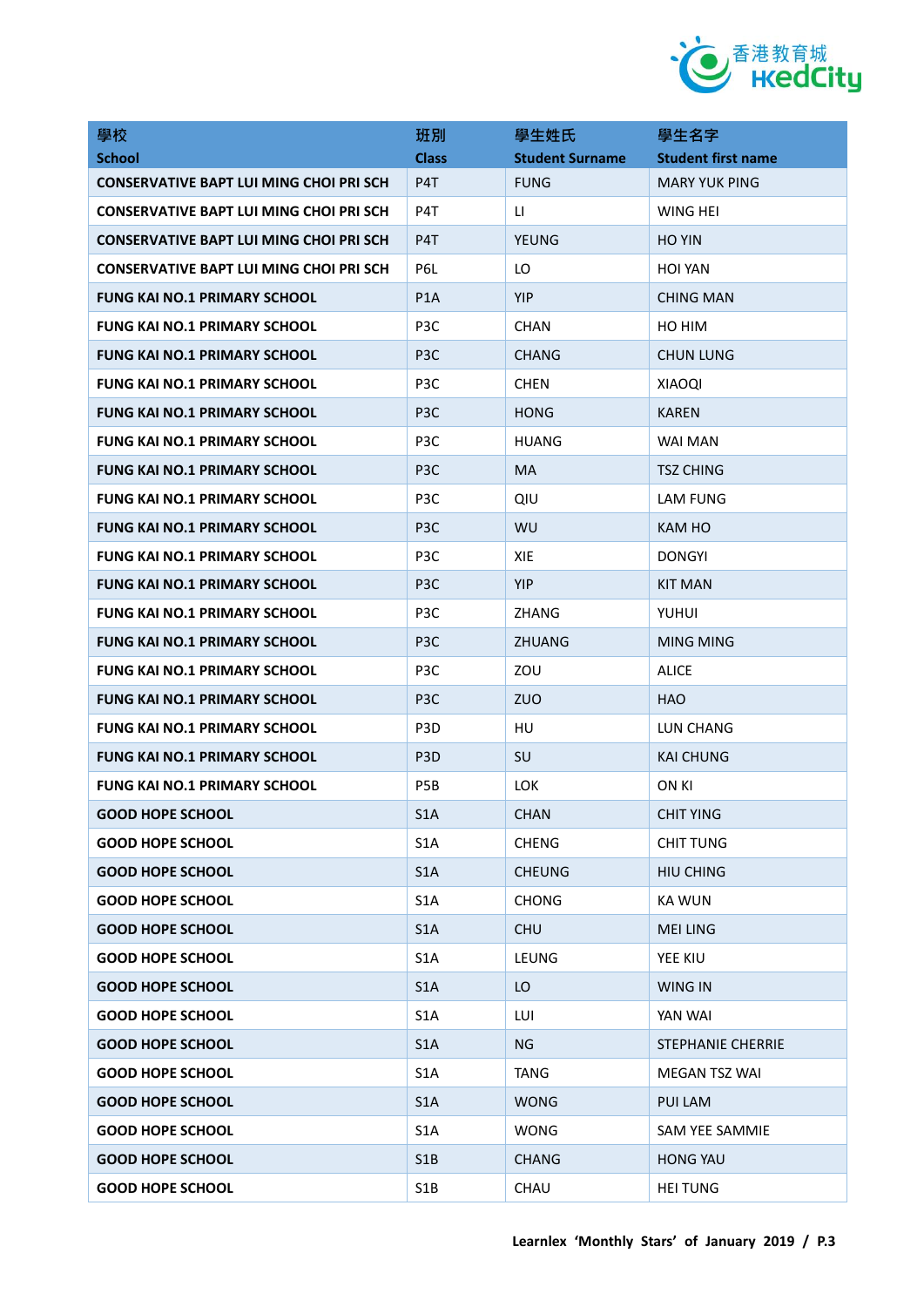| 學校<br>School | 班別<br>Class | 學生姓氏<br>Student Surname | 學生名字<br>Student first name |
|---|---|---|---|
| **CONSERVATIVE BAPT LUI MING CHOI PRI SCH** | P4T | FUNG | MARY YUK PING |
| **CONSERVATIVE BAPT LUI MING CHOI PRI SCH** | P4T | LI | WING HEI |
| **CONSERVATIVE BAPT LUI MING CHOI PRI SCH** | P4T | YEUNG | HO YIN |
| **CONSERVATIVE BAPT LUI MING CHOI PRI SCH** | P6L | LO | HOI YAN |
| **FUNG KAI NO.1 PRIMARY SCHOOL** | P1A | YIP | CHING MAN |
| **FUNG KAI NO.1 PRIMARY SCHOOL** | P3C | CHAN | HO HIM |
| **FUNG KAI NO.1 PRIMARY SCHOOL** | P3C | CHANG | CHUN LUNG |
| **FUNG KAI NO.1 PRIMARY SCHOOL** | P3C | CHEN | XIAOQI |
| **FUNG KAI NO.1 PRIMARY SCHOOL** | P3C | HONG | KAREN |
| **FUNG KAI NO.1 PRIMARY SCHOOL** | P3C | HUANG | WAI MAN |
| **FUNG KAI NO.1 PRIMARY SCHOOL** | P3C | MA | TSZ CHING |
| **FUNG KAI NO.1 PRIMARY SCHOOL** | P3C | QIU | LAM FUNG |
| **FUNG KAI NO.1 PRIMARY SCHOOL** | P3C | WU | KAM HO |
| **FUNG KAI NO.1 PRIMARY SCHOOL** | P3C | XIE | DONGYI |
| **FUNG KAI NO.1 PRIMARY SCHOOL** | P3C | YIP | KIT MAN |
| **FUNG KAI NO.1 PRIMARY SCHOOL** | P3C | ZHANG | YUHUI |
| **FUNG KAI NO.1 PRIMARY SCHOOL** | P3C | ZHUANG | MING MING |
| **FUNG KAI NO.1 PRIMARY SCHOOL** | P3C | ZOU | ALICE |
| **FUNG KAI NO.1 PRIMARY SCHOOL** | P3C | ZUO | HAO |
| **FUNG KAI NO.1 PRIMARY SCHOOL** | P3D | HU | LUN CHANG |
| **FUNG KAI NO.1 PRIMARY SCHOOL** | P3D | SU | KAI CHUNG |
| **FUNG KAI NO.1 PRIMARY SCHOOL** | P5B | LOK | ON KI |
| **GOOD HOPE SCHOOL** | S1A | CHAN | CHIT YING |
| **GOOD HOPE SCHOOL** | S1A | CHENG | CHIT TUNG |
| **GOOD HOPE SCHOOL** | S1A | CHEUNG | HIU CHING |
| **GOOD HOPE SCHOOL** | S1A | CHONG | KA WUN |
| **GOOD HOPE SCHOOL** | S1A | CHU | MEI LING |
| **GOOD HOPE SCHOOL** | S1A | LEUNG | YEE KIU |
| **GOOD HOPE SCHOOL** | S1A | LO | WING IN |
| **GOOD HOPE SCHOOL** | S1A | LUI | YAN WAI |
| **GOOD HOPE SCHOOL** | S1A | NG | STEPHANIE CHERRIE |
| **GOOD HOPE SCHOOL** | S1A | TANG | MEGAN TSZ WAI |
| **GOOD HOPE SCHOOL** | S1A | WONG | PUI LAM |
| **GOOD HOPE SCHOOL** | S1A | WONG | SAM YEE SAMMIE |
| **GOOD HOPE SCHOOL** | S1B | CHANG | HONG YAU |
| **GOOD HOPE SCHOOL** | S1B | CHAU | HEI TUNG |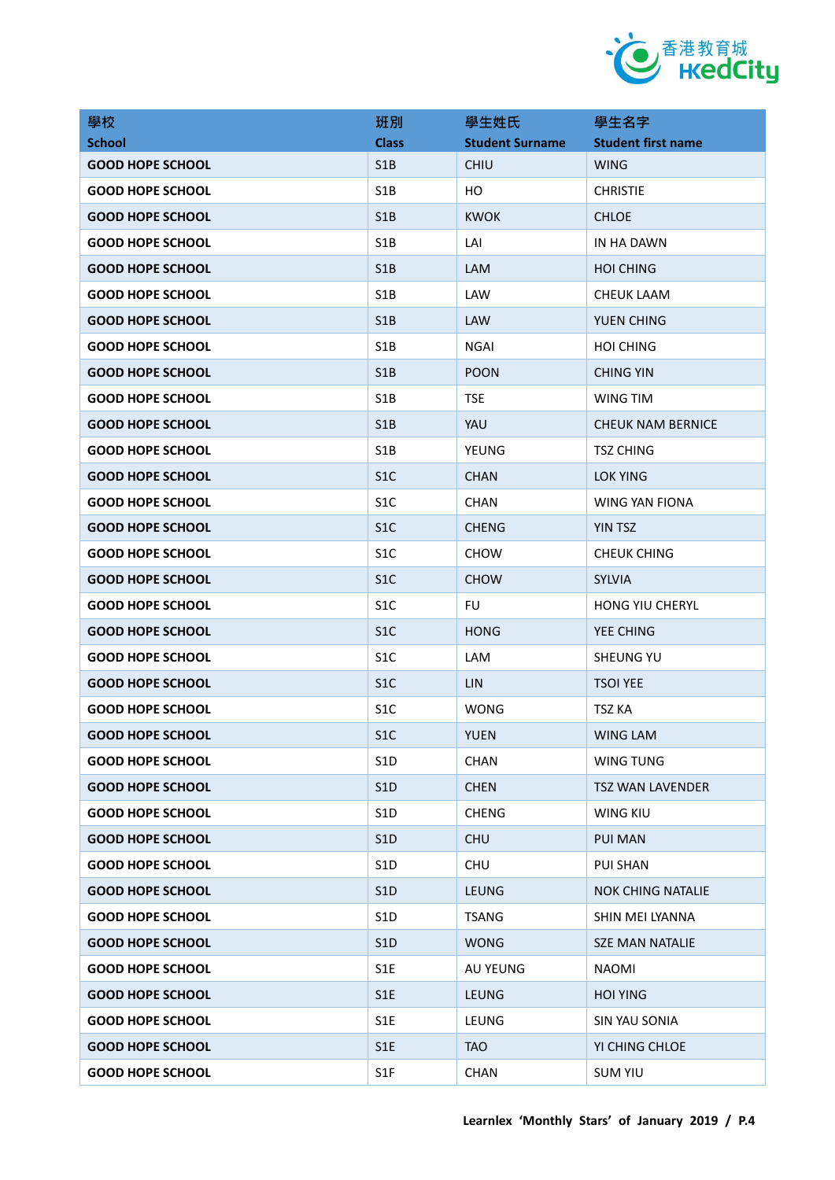| 學校<br>School | 班別<br>Class | 學生姓氏<br>Student Surname | 學生名字<br>Student first name |
|---|---|---|---|
| **GOOD HOPE SCHOOL** | S1B | CHIU | WING |
| **GOOD HOPE SCHOOL** | S1B | HO | CHRISTIE |
| **GOOD HOPE SCHOOL** | S1B | KWOK | CHLOE |
| **GOOD HOPE SCHOOL** | S1B | LAI | IN HA DAWN |
| **GOOD HOPE SCHOOL** | S1B | LAM | HOI CHING |
| **GOOD HOPE SCHOOL** | S1B | LAW | CHEUK LAAM |
| **GOOD HOPE SCHOOL** | S1B | LAW | YUEN CHING |
| **GOOD HOPE SCHOOL** | S1B | NGAI | HOI CHING |
| **GOOD HOPE SCHOOL** | S1B | POON | CHING YIN |
| **GOOD HOPE SCHOOL** | S1B | TSE | WING TIM |
| **GOOD HOPE SCHOOL** | S1B | YAU | CHEUK NAM BERNICE |
| **GOOD HOPE SCHOOL** | S1B | YEUNG | TSZ CHING |
| **GOOD HOPE SCHOOL** | S1C | CHAN | LOK YING |
| **GOOD HOPE SCHOOL** | S1C | CHAN | WING YAN FIONA |
| **GOOD HOPE SCHOOL** | S1C | CHENG | YIN TSZ |
| **GOOD HOPE SCHOOL** | S1C | CHOW | CHEUK CHING |
| **GOOD HOPE SCHOOL** | S1C | CHOW | SYLVIA |
| **GOOD HOPE SCHOOL** | S1C | FU | HONG YIU CHERYL |
| **GOOD HOPE SCHOOL** | S1C | HONG | YEE CHING |
| **GOOD HOPE SCHOOL** | S1C | LAM | SHEUNG YU |
| **GOOD HOPE SCHOOL** | S1C | LIN | TSOI YEE |
| **GOOD HOPE SCHOOL** | S1C | WONG | TSZ KA |
| **GOOD HOPE SCHOOL** | S1C | YUEN | WING LAM |
| **GOOD HOPE SCHOOL** | S1D | CHAN | WING TUNG |
| **GOOD HOPE SCHOOL** | S1D | CHEN | TSZ WAN LAVENDER |
| **GOOD HOPE SCHOOL** | S1D | CHENG | WING KIU |
| **GOOD HOPE SCHOOL** | S1D | CHU | PUI MAN |
| **GOOD HOPE SCHOOL** | S1D | CHU | PUI SHAN |
| **GOOD HOPE SCHOOL** | S1D | LEUNG | NOK CHING NATALIE |
| **GOOD HOPE SCHOOL** | S1D | TSANG | SHIN MEI LYANNA |
| **GOOD HOPE SCHOOL** | S1D | WONG | SZE MAN NATALIE |
| **GOOD HOPE SCHOOL** | S1E | AU YEUNG | NAOMI |
| **GOOD HOPE SCHOOL** | S1E | LEUNG | HOI YING |
| **GOOD HOPE SCHOOL** | S1E | LEUNG | SIN YAU SONIA |
| **GOOD HOPE SCHOOL** | S1E | TAO | YI CHING CHLOE |
| **GOOD HOPE SCHOOL** | S1F | CHAN | SUM YIU |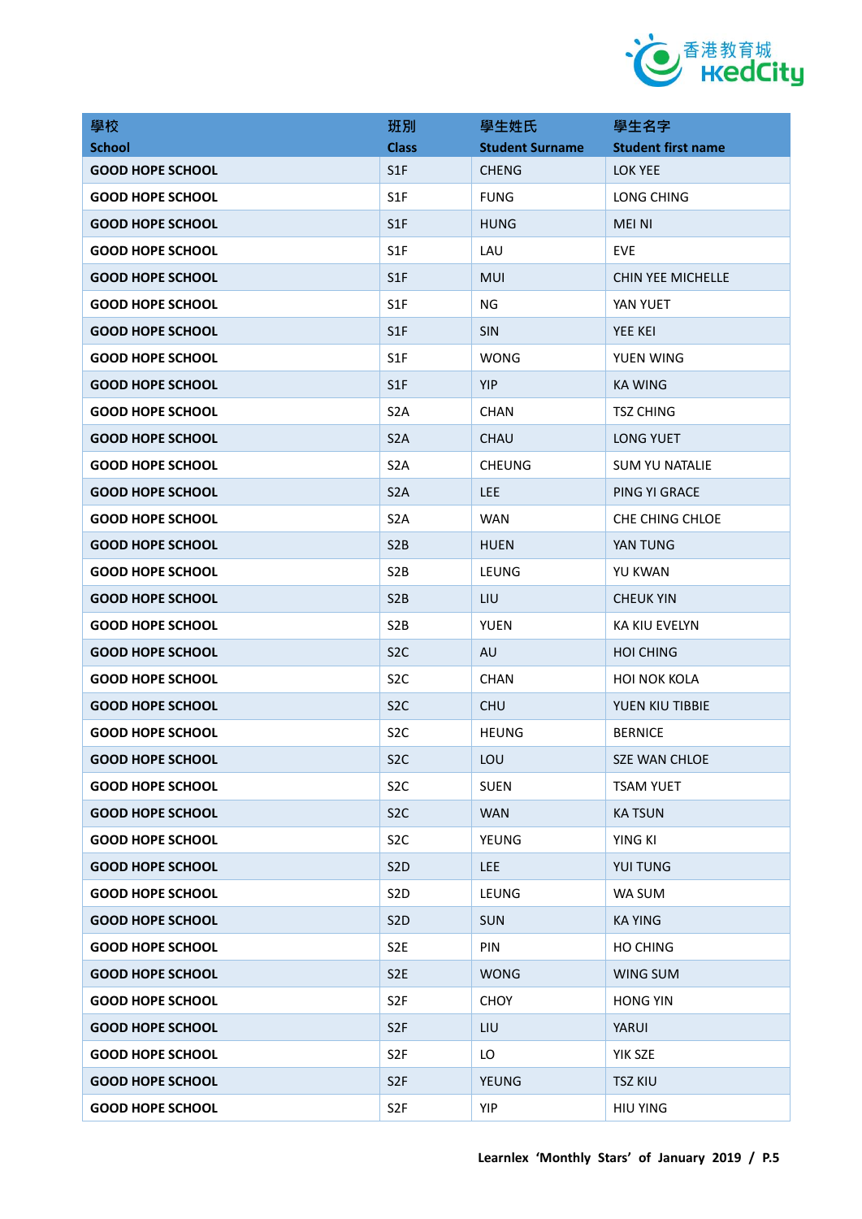| 學校<br>School | 班別<br>Class | 學生姓氏<br>Student Surname | 學生名字<br>Student first name |
|---|---|---|---|
| GOOD HOPE SCHOOL | S1F | CHENG | LOK YEE |
| GOOD HOPE SCHOOL | S1F | FUNG | LONG CHING |
| GOOD HOPE SCHOOL | S1F | HUNG | MEI NI |
| GOOD HOPE SCHOOL | S1F | LAU | EVE |
| GOOD HOPE SCHOOL | S1F | MUI | CHIN YEE MICHELLE |
| GOOD HOPE SCHOOL | S1F | NG | YAN YUET |
| GOOD HOPE SCHOOL | S1F | SIN | YEE KEI |
| GOOD HOPE SCHOOL | S1F | WONG | YUEN WING |
| GOOD HOPE SCHOOL | S1F | YIP | KA WING |
| GOOD HOPE SCHOOL | S2A | CHAN | TSZ CHING |
| GOOD HOPE SCHOOL | S2A | CHAU | LONG YUET |
| GOOD HOPE SCHOOL | S2A | CHEUNG | SUM YU NATALIE |
| GOOD HOPE SCHOOL | S2A | LEE | PING YI GRACE |
| GOOD HOPE SCHOOL | S2A | WAN | CHE CHING CHLOE |
| GOOD HOPE SCHOOL | S2B | HUEN | YAN TUNG |
| GOOD HOPE SCHOOL | S2B | LEUNG | YU KWAN |
| GOOD HOPE SCHOOL | S2B | LIU | CHEUK YIN |
| GOOD HOPE SCHOOL | S2B | YUEN | KA KIU EVELYN |
| GOOD HOPE SCHOOL | S2C | AU | HOI CHING |
| GOOD HOPE SCHOOL | S2C | CHAN | HOI NOK KOLA |
| GOOD HOPE SCHOOL | S2C | CHU | YUEN KIU TIBBIE |
| GOOD HOPE SCHOOL | S2C | HEUNG | BERNICE |
| GOOD HOPE SCHOOL | S2C | LOU | SZE WAN CHLOE |
| GOOD HOPE SCHOOL | S2C | SUEN | TSAM YUET |
| GOOD HOPE SCHOOL | S2C | WAN | KA TSUN |
| GOOD HOPE SCHOOL | S2C | YEUNG | YING KI |
| GOOD HOPE SCHOOL | S2D | LEE | YUI TUNG |
| GOOD HOPE SCHOOL | S2D | LEUNG | WA SUM |
| GOOD HOPE SCHOOL | S2D | SUN | KA YING |
| GOOD HOPE SCHOOL | S2E | PIN | HO CHING |
| GOOD HOPE SCHOOL | S2E | WONG | WING SUM |
| GOOD HOPE SCHOOL | S2F | CHOY | HONG YIN |
| GOOD HOPE SCHOOL | S2F | LIU | YARUI |
| GOOD HOPE SCHOOL | S2F | LO | YIK SZE |
| GOOD HOPE SCHOOL | S2F | YEUNG | TSZ KIU |
| GOOD HOPE SCHOOL | S2F | YIP | HIU YING |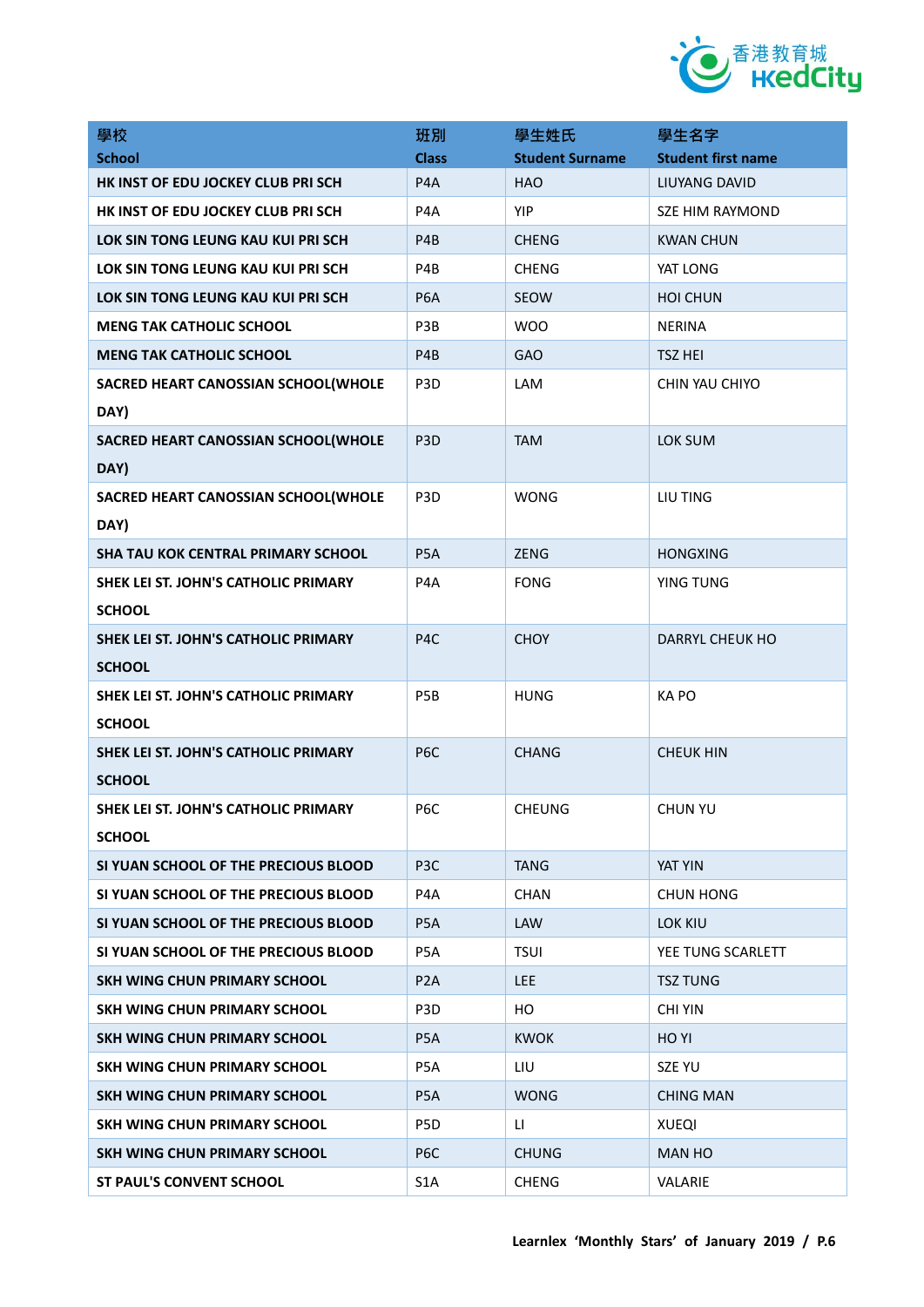| 學校<br>School | 班別<br>Class | 學生姓氏<br>Student Surname | 學生名字<br>Student first name |
|---|---|---|---|
| HK INST OF EDU JOCKEY CLUB PRI SCH | P4A | HAO | LIUYANG DAVID |
| HK INST OF EDU JOCKEY CLUB PRI SCH | P4A | YIP | SZE HIM RAYMOND |
| LOK SIN TONG LEUNG KAU KUI PRI SCH | P4B | CHENG | KWAN CHUN |
| LOK SIN TONG LEUNG KAU KUI PRI SCH | P4B | CHENG | YAT LONG |
| LOK SIN TONG LEUNG KAU KUI PRI SCH | P6A | SEOW | HOI CHUN |
| MENG TAK CATHOLIC SCHOOL | P3B | WOO | NERINA |
| MENG TAK CATHOLIC SCHOOL | P4B | GAO | TSZ HEI |
| SACRED HEART CANOSSIAN SCHOOL(WHOLE DAY) | P3D | LAM | CHIN YAU CHIYO |
| SACRED HEART CANOSSIAN SCHOOL(WHOLE DAY) | P3D | TAM | LOK SUM |
| SACRED HEART CANOSSIAN SCHOOL(WHOLE DAY) | P3D | WONG | LIU TING |
| SHA TAU KOK CENTRAL PRIMARY SCHOOL | P5A | ZENG | HONGXING |
| SHEK LEI ST. JOHN'S CATHOLIC PRIMARY SCHOOL | P4A | FONG | YING TUNG |
| SHEK LEI ST. JOHN'S CATHOLIC PRIMARY SCHOOL | P4C | CHOY | DARRYL CHEUK HO |
| SHEK LEI ST. JOHN'S CATHOLIC PRIMARY SCHOOL | P5B | HUNG | KA PO |
| SHEK LEI ST. JOHN'S CATHOLIC PRIMARY SCHOOL | P6C | CHANG | CHEUK HIN |
| SHEK LEI ST. JOHN'S CATHOLIC PRIMARY SCHOOL | P6C | CHEUNG | CHUN YU |
| SI YUAN SCHOOL OF THE PRECIOUS BLOOD | P3C | TANG | YAT YIN |
| SI YUAN SCHOOL OF THE PRECIOUS BLOOD | P4A | CHAN | CHUN HONG |
| SI YUAN SCHOOL OF THE PRECIOUS BLOOD | P5A | LAW | LOK KIU |
| SI YUAN SCHOOL OF THE PRECIOUS BLOOD | P5A | TSUI | YEE TUNG SCARLETT |
| SKH WING CHUN PRIMARY SCHOOL | P2A | LEE | TSZ TUNG |
| SKH WING CHUN PRIMARY SCHOOL | P3D | HO | CHI YIN |
| SKH WING CHUN PRIMARY SCHOOL | P5A | KWOK | HO YI |
| SKH WING CHUN PRIMARY SCHOOL | P5A | LIU | SZE YU |
| SKH WING CHUN PRIMARY SCHOOL | P5A | WONG | CHING MAN |
| SKH WING CHUN PRIMARY SCHOOL | P5D | LI | XUEQI |
| SKH WING CHUN PRIMARY SCHOOL | P6C | CHUNG | MAN HO |
| ST PAUL'S CONVENT SCHOOL | S1A | CHENG | VALARIE |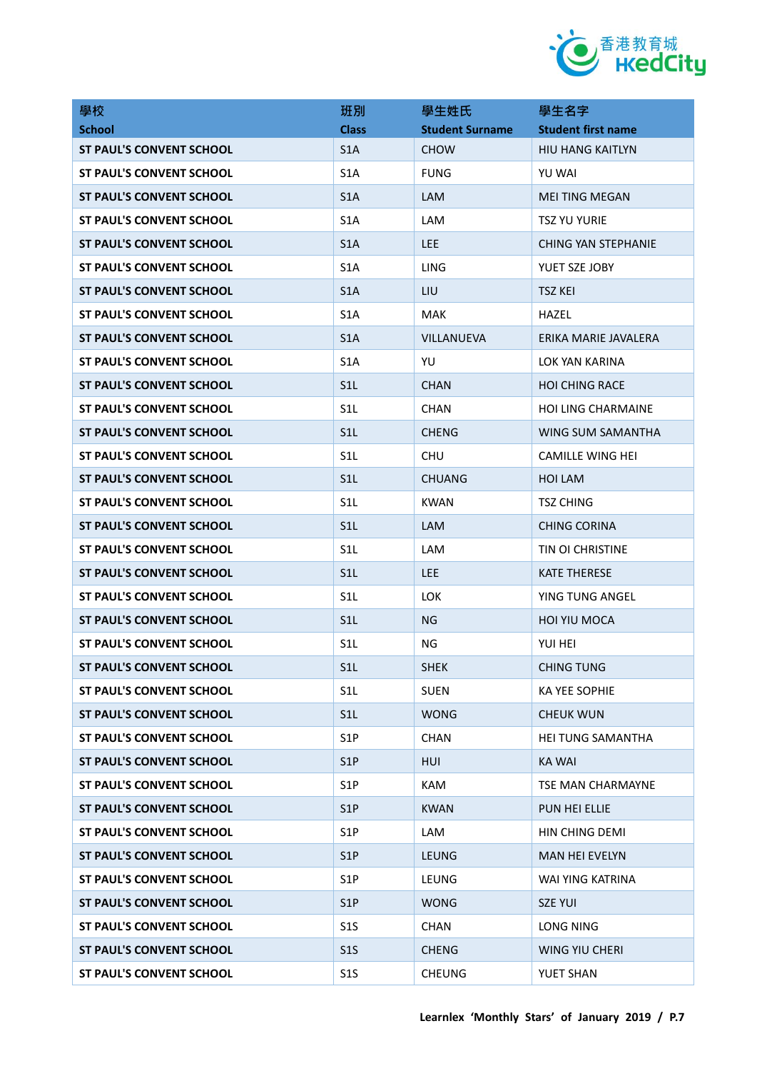| 學校<br>School | 班別<br>Class | 學生姓氏<br>Student Surname | 學生名字<br>Student first name |
|---|---|---|---|
| ST PAUL'S CONVENT SCHOOL | S1A | CHOW | HIU HANG KAITLYN |
| ST PAUL'S CONVENT SCHOOL | S1A | FUNG | YU WAI |
| ST PAUL'S CONVENT SCHOOL | S1A | LAM | MEI TING MEGAN |
| ST PAUL'S CONVENT SCHOOL | S1A | LAM | TSZ YU YURIE |
| ST PAUL'S CONVENT SCHOOL | S1A | LEE | CHING YAN STEPHANIE |
| ST PAUL'S CONVENT SCHOOL | S1A | LING | YUET SZE JOBY |
| ST PAUL'S CONVENT SCHOOL | S1A | LIU | TSZ KEI |
| ST PAUL'S CONVENT SCHOOL | S1A | MAK | HAZEL |
| ST PAUL'S CONVENT SCHOOL | S1A | VILLANUEVA | ERIKA MARIE JAVALERA |
| ST PAUL'S CONVENT SCHOOL | S1A | YU | LOK YAN KARINA |
| ST PAUL'S CONVENT SCHOOL | S1L | CHAN | HOI CHING RACE |
| ST PAUL'S CONVENT SCHOOL | S1L | CHAN | HOI LING CHARMAINE |
| ST PAUL'S CONVENT SCHOOL | S1L | CHENG | WING SUM SAMANTHA |
| ST PAUL'S CONVENT SCHOOL | S1L | CHU | CAMILLE WING HEI |
| ST PAUL'S CONVENT SCHOOL | S1L | CHUANG | HOI LAM |
| ST PAUL'S CONVENT SCHOOL | S1L | KWAN | TSZ CHING |
| ST PAUL'S CONVENT SCHOOL | S1L | LAM | CHING CORINA |
| ST PAUL'S CONVENT SCHOOL | S1L | LAM | TIN OI CHRISTINE |
| ST PAUL'S CONVENT SCHOOL | S1L | LEE | KATE THERESE |
| ST PAUL'S CONVENT SCHOOL | S1L | LOK | YING TUNG ANGEL |
| ST PAUL'S CONVENT SCHOOL | S1L | NG | HOI YIU MOCA |
| ST PAUL'S CONVENT SCHOOL | S1L | NG | YUI HEI |
| ST PAUL'S CONVENT SCHOOL | S1L | SHEK | CHING TUNG |
| ST PAUL'S CONVENT SCHOOL | S1L | SUEN | KA YEE SOPHIE |
| ST PAUL'S CONVENT SCHOOL | S1L | WONG | CHEUK WUN |
| ST PAUL'S CONVENT SCHOOL | S1P | CHAN | HEI TUNG SAMANTHA |
| ST PAUL'S CONVENT SCHOOL | S1P | HUI | KA WAI |
| ST PAUL'S CONVENT SCHOOL | S1P | KAM | TSE MAN CHARMAYNE |
| ST PAUL'S CONVENT SCHOOL | S1P | KWAN | PUN HEI ELLIE |
| ST PAUL'S CONVENT SCHOOL | S1P | LAM | HIN CHING DEMI |
| ST PAUL'S CONVENT SCHOOL | S1P | LEUNG | MAN HEI EVELYN |
| ST PAUL'S CONVENT SCHOOL | S1P | LEUNG | WAI YING KATRINA |
| ST PAUL'S CONVENT SCHOOL | S1P | WONG | SZE YUI |
| ST PAUL'S CONVENT SCHOOL | S1S | CHAN | LONG NING |
| ST PAUL'S CONVENT SCHOOL | S1S | CHENG | WING YIU CHERI |
| ST PAUL'S CONVENT SCHOOL | S1S | CHEUNG | YUET SHAN |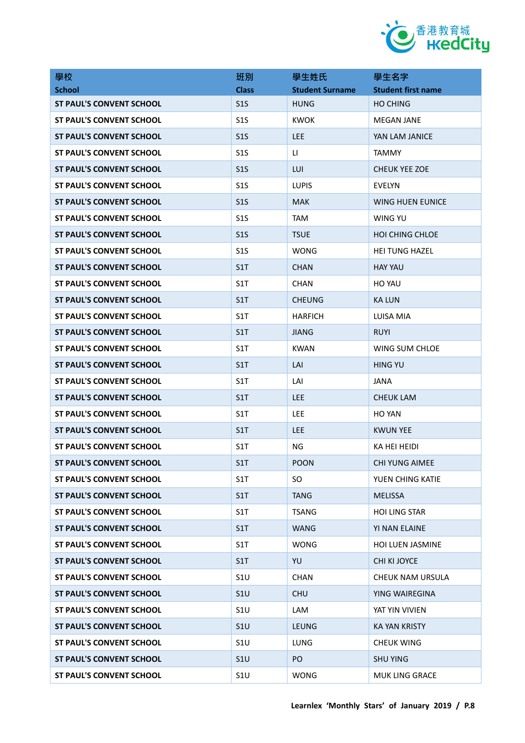| 學校<br>School | 班別<br>Class | 學生姓氏<br>Student Surname | 學生名字<br>Student first name |
|---|---|---|---|
| ST PAUL'S CONVENT SCHOOL | S1S | HUNG | HO CHING |
| ST PAUL'S CONVENT SCHOOL | S1S | KWOK | MEGAN JANE |
| ST PAUL'S CONVENT SCHOOL | S1S | LEE | YAN LAM JANICE |
| ST PAUL'S CONVENT SCHOOL | S1S | LI | TAMMY |
| ST PAUL'S CONVENT SCHOOL | S1S | LUI | CHEUK YEE ZOE |
| ST PAUL'S CONVENT SCHOOL | S1S | LUPIS | EVELYN |
| ST PAUL'S CONVENT SCHOOL | S1S | MAK | WING HUEN EUNICE |
| ST PAUL'S CONVENT SCHOOL | S1S | TAM | WING YU |
| ST PAUL'S CONVENT SCHOOL | S1S | TSUE | HOI CHING CHLOE |
| ST PAUL'S CONVENT SCHOOL | S1S | WONG | HEI TUNG HAZEL |
| ST PAUL'S CONVENT SCHOOL | S1T | CHAN | HAY YAU |
| ST PAUL'S CONVENT SCHOOL | S1T | CHAN | HO YAU |
| ST PAUL'S CONVENT SCHOOL | S1T | CHEUNG | KA LUN |
| ST PAUL'S CONVENT SCHOOL | S1T | HARFICH | LUISA MIA |
| ST PAUL'S CONVENT SCHOOL | S1T | JIANG | RUYI |
| ST PAUL'S CONVENT SCHOOL | S1T | KWAN | WING SUM CHLOE |
| ST PAUL'S CONVENT SCHOOL | S1T | LAI | HING YU |
| ST PAUL'S CONVENT SCHOOL | S1T | LAI | JANA |
| ST PAUL'S CONVENT SCHOOL | S1T | LEE | CHEUK LAM |
| ST PAUL'S CONVENT SCHOOL | S1T | LEE | HO YAN |
| ST PAUL'S CONVENT SCHOOL | S1T | LEE | KWUN YEE |
| ST PAUL'S CONVENT SCHOOL | S1T | NG | KA HEI HEIDI |
| ST PAUL'S CONVENT SCHOOL | S1T | POON | CHI YUNG AIMEE |
| ST PAUL'S CONVENT SCHOOL | S1T | SO | YUEN CHING KATIE |
| ST PAUL'S CONVENT SCHOOL | S1T | TANG | MELISSA |
| ST PAUL'S CONVENT SCHOOL | S1T | TSANG | HOI LING STAR |
| ST PAUL'S CONVENT SCHOOL | S1T | WANG | YI NAN ELAINE |
| ST PAUL'S CONVENT SCHOOL | S1T | WONG | HOI LUEN JASMINE |
| ST PAUL'S CONVENT SCHOOL | S1T | YU | CHI KI JOYCE |
| ST PAUL'S CONVENT SCHOOL | S1U | CHAN | CHEUK NAM URSULA |
| ST PAUL'S CONVENT SCHOOL | S1U | CHU | YING WAIREGINA |
| ST PAUL'S CONVENT SCHOOL | S1U | LAM | YAT YIN VIVIEN |
| ST PAUL'S CONVENT SCHOOL | S1U | LEUNG | KA YAN KRISTY |
| ST PAUL'S CONVENT SCHOOL | S1U | LUNG | CHEUK WING |
| ST PAUL'S CONVENT SCHOOL | S1U | PO | SHU YING |
| ST PAUL'S CONVENT SCHOOL | S1U | WONG | MUK LING GRACE |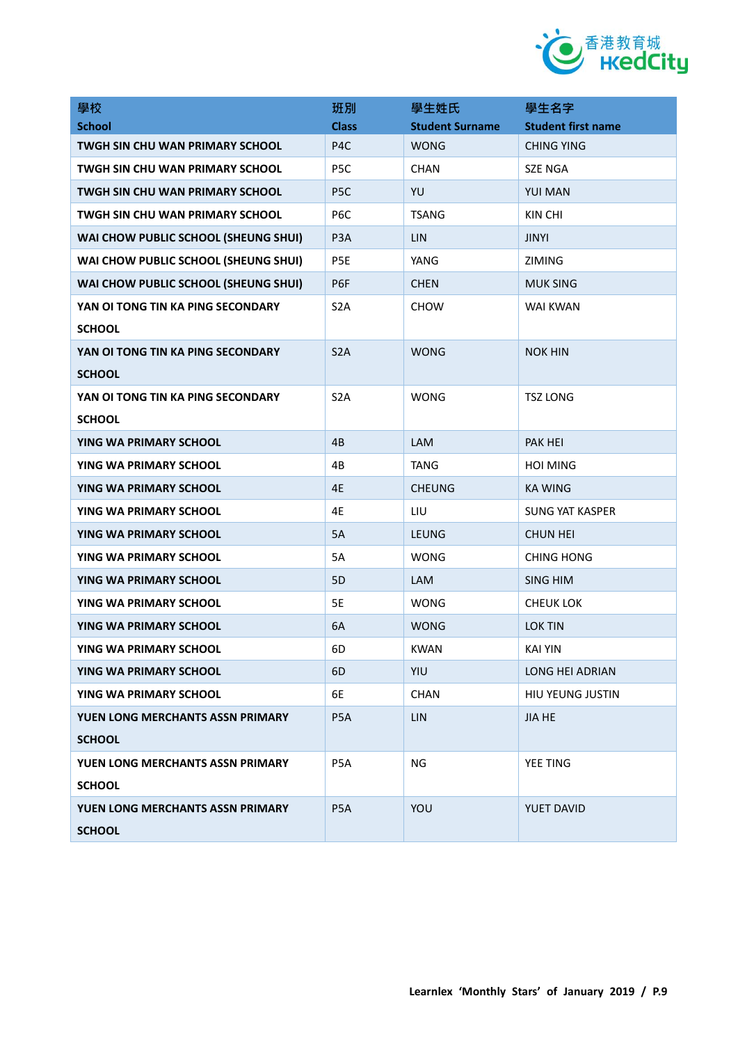| 學校<br>School | 班別<br>Class | 學生姓氏<br>Student Surname | 學生名字<br>Student first name |
|---|---|---|---|
| TWGH SIN CHU WAN PRIMARY SCHOOL | P4C | WONG | CHING YING |
| TWGH SIN CHU WAN PRIMARY SCHOOL | P5C | CHAN | SZE NGA |
| TWGH SIN CHU WAN PRIMARY SCHOOL | P5C | YU | YUI MAN |
| TWGH SIN CHU WAN PRIMARY SCHOOL | P6C | TSANG | KIN CHI |
| WAI CHOW PUBLIC SCHOOL (SHEUNG SHUI) | P3A | LIN | JINYI |
| WAI CHOW PUBLIC SCHOOL (SHEUNG SHUI) | P5E | YANG | ZIMING |
| WAI CHOW PUBLIC SCHOOL (SHEUNG SHUI) | P6F | CHEN | MUK SING |
| YAN OI TONG TIN KA PING SECONDARY SCHOOL | S2A | CHOW | WAI KWAN |
| YAN OI TONG TIN KA PING SECONDARY SCHOOL | S2A | WONG | NOK HIN |
| YAN OI TONG TIN KA PING SECONDARY SCHOOL | S2A | WONG | TSZ LONG |
| YING WA PRIMARY SCHOOL | 4B | LAM | PAK HEI |
| YING WA PRIMARY SCHOOL | 4B | TANG | HOI MING |
| YING WA PRIMARY SCHOOL | 4E | CHEUNG | KA WING |
| YING WA PRIMARY SCHOOL | 4E | LIU | SUNG YAT KASPER |
| YING WA PRIMARY SCHOOL | 5A | LEUNG | CHUN HEI |
| YING WA PRIMARY SCHOOL | 5A | WONG | CHING HONG |
| YING WA PRIMARY SCHOOL | 5D | LAM | SING HIM |
| YING WA PRIMARY SCHOOL | 5E | WONG | CHEUK LOK |
| YING WA PRIMARY SCHOOL | 6A | WONG | LOK TIN |
| YING WA PRIMARY SCHOOL | 6D | KWAN | KAI YIN |
| YING WA PRIMARY SCHOOL | 6D | YIU | LONG HEI ADRIAN |
| YING WA PRIMARY SCHOOL | 6E | CHAN | HIU YEUNG JUSTIN |
| YUEN LONG MERCHANTS ASSN PRIMARY SCHOOL | P5A | LIN | JIA HE |
| YUEN LONG MERCHANTS ASSN PRIMARY SCHOOL | P5A | NG | YEE TING |
| YUEN LONG MERCHANTS ASSN PRIMARY SCHOOL | P5A | YOU | YUET DAVID |